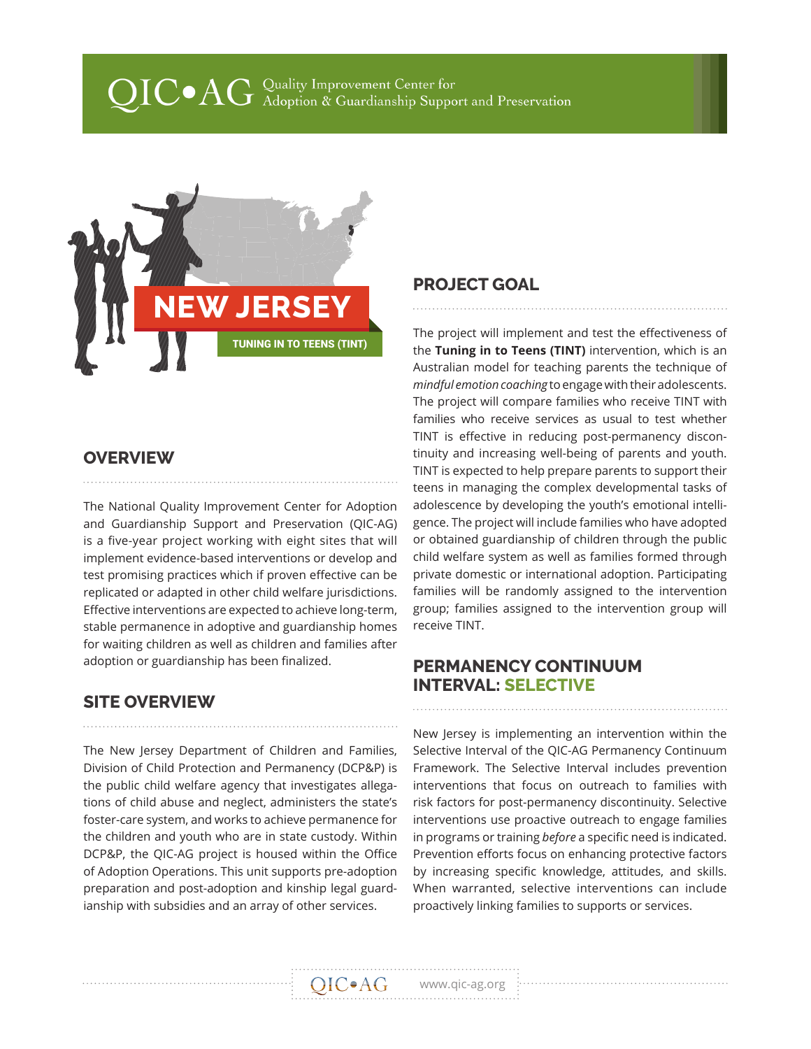QIC•AG Quality Improvement Center for Adoption & Guardianship Support and Preservation

# NEW JERSEY

**TUNING IN TO TEENS (TINT)**

## OVERVIEW

The National Quality Improvement Center for Adoption and Guardianship Support and Preservation (QIC-AG) is a five-year project working with eight sites that will implement evidence-based interventions or develop and test promising practices which if proven effective can be replicated or adapted in other child welfare jurisdictions. Effective interventions are expected to achieve long-term, stable permanence in adoptive and guardianship homes for waiting children as well as children and families after adoption or guardianship has been finalized.

## SITE OVERVIEW

The New Jersey Department of Children and Families, Division of Child Protection and Permanency (DCP&P) is the public child welfare agency that investigates allegations of child abuse and neglect, administers the state's foster-care system, and works to achieve permanence for the children and youth who are in state custody. Within DCP&P, the QIC-AG project is housed within the Office of Adoption Operations. This unit supports pre-adoption preparation and post-adoption and kinship legal guardianship with subsidies and an array of other services.

## PROJECT GOAL

The project will implement and test the effectiveness of the **Tuning in to Teens (TINT)** intervention, which is an Australian model for teaching parents the technique of *mindful emotion coaching* to engage with their adolescents. The project will compare families who receive TINT with families who receive services as usual to test whether TINT is effective in reducing post-permanency discontinuity and increasing well-being of parents and youth. TINT is expected to help prepare parents to support their teens in managing the complex developmental tasks of adolescence by developing the youth's emotional intelligence. The project will include families who have adopted or obtained guardianship of children through the public child welfare system as well as families formed through private domestic or international adoption. Participating families will be randomly assigned to the intervention group; families assigned to the intervention group will receive TINT.

## PERMANENCY CONTINUUM INTERVAL: SELECTIVE

New Jersey is implementing an intervention within the Selective Interval of the QIC-AG Permanency Continuum Framework. The Selective Interval includes prevention interventions that focus on outreach to families with risk factors for post-permanency discontinuity. Selective interventions use proactive outreach to engage families in programs or training *before* a specific need is indicated. Prevention efforts focus on enhancing protective factors by increasing specific knowledge, attitudes, and skills. When warranted, selective interventions can include proactively linking families to supports or services.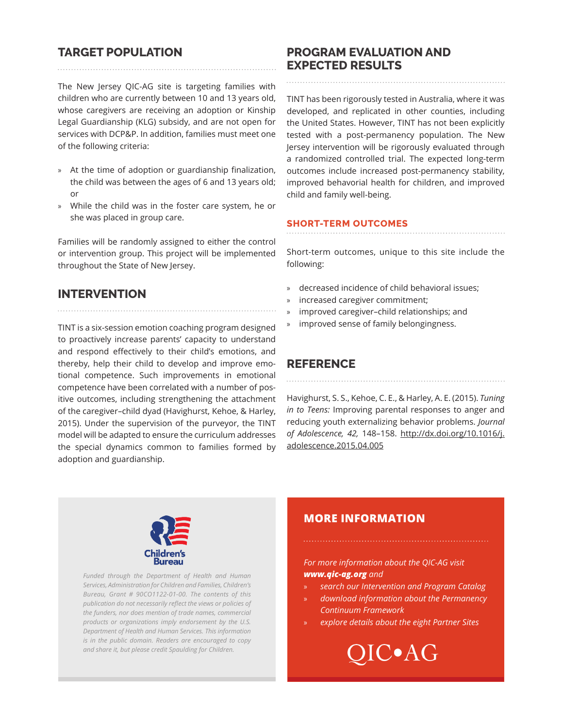## TARGET POPULATION

The New Jersey QIC-AG site is targeting families with children who are currently between 10 and 13 years old, whose caregivers are receiving an adoption or Kinship Legal Guardianship (KLG) subsidy, and are not open for services with DCP&P. In addition, families must meet one of the following criteria:

- At the time of adoption or guardianship finalization, the child was between the ages of 6 and 13 years old; or
- While the child was in the foster care system, he or she was placed in group care.

Families will be randomly assigned to either the control or intervention group. This project will be implemented throughout the State of New Jersey.

## INTERVENTION

TINT is a six-session emotion coaching program designed to proactively increase parents' capacity to understand and respond effectively to their child's emotions, and thereby, help their child to develop and improve emotional competence. Such improvements in emotional competence have been correlated with a number of positive outcomes, including strengthening the attachment of the caregiver–child dyad (Havighurst, Kehoe, & Harley, 2015). Under the supervision of the purveyor, the TINT model will be adapted to ensure the curriculum addresses the special dynamics common to families formed by adoption and guardianship.

## PROGRAM EVALUATION AND EXPECTED RESULTS

TINT has been rigorously tested in Australia, where it was developed, and replicated in other counties, including the United States. However, TINT has not been explicitly tested with a post-permanency population. The New Jersey intervention will be rigorously evaluated through a randomized controlled trial. The expected long-term outcomes include increased post-permanency stability, improved behavioral health for children, and improved child and family well-being.

### SHORT-TERM OUTCOMES

Short-term outcomes, unique to this site include the following:

- decreased incidence of child behavioral issues;
- increased caregiver commitment;
- improved caregiver–child relationships; and
- improved sense of family belongingness.

## REFERENCE

Havighurst, S. S., Kehoe, C. E., & Harley, A. E. (2015). *Tuning in to Teens:* Improving parental responses to anger and reducing youth externalizing behavior problems. *Journal of Adolescence, 42,* 148–158. http://dx.doi.org/10.1016/j.adolescence.2015.04.005

Children's Bureau

*Funded through the Department of Health and Human Services, Administration for Children and Families, Children's Bureau, Grant # 90CO1122-01-00. The contents of this publication do not necessarily reflect the views or policies of the funders, nor does mention of trade names, commercial products or organizations imply endorsement by the U.S. Department of Health and Human Services. This information is in the public domain. Readers are encouraged to copy and share it, but please credit Spaulding for Children.*

## MORE INFORMATION

*For more information about the QIC-AG visit **www.qic-ag.org** and*

- *search our Intervention and Program Catalog*
- *download information about the Permanency Continuum Framework*
- *explore details about the eight Partner Sites*

QIC•AG